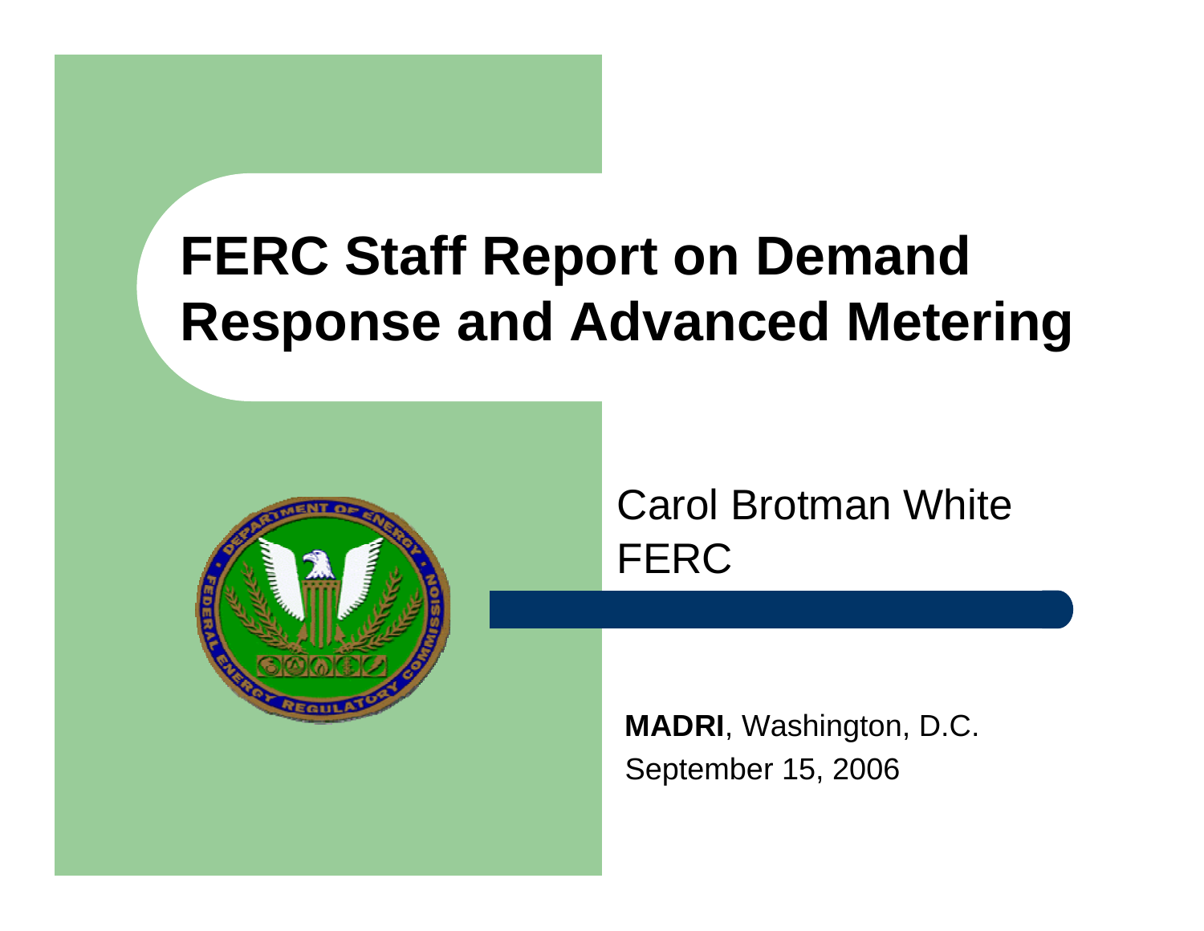# FERC Staff Report on Demand Response and Advanced Metering

Carol Brotman White
FERC

**MADRI**, Washington, D.C.
September 15, 2006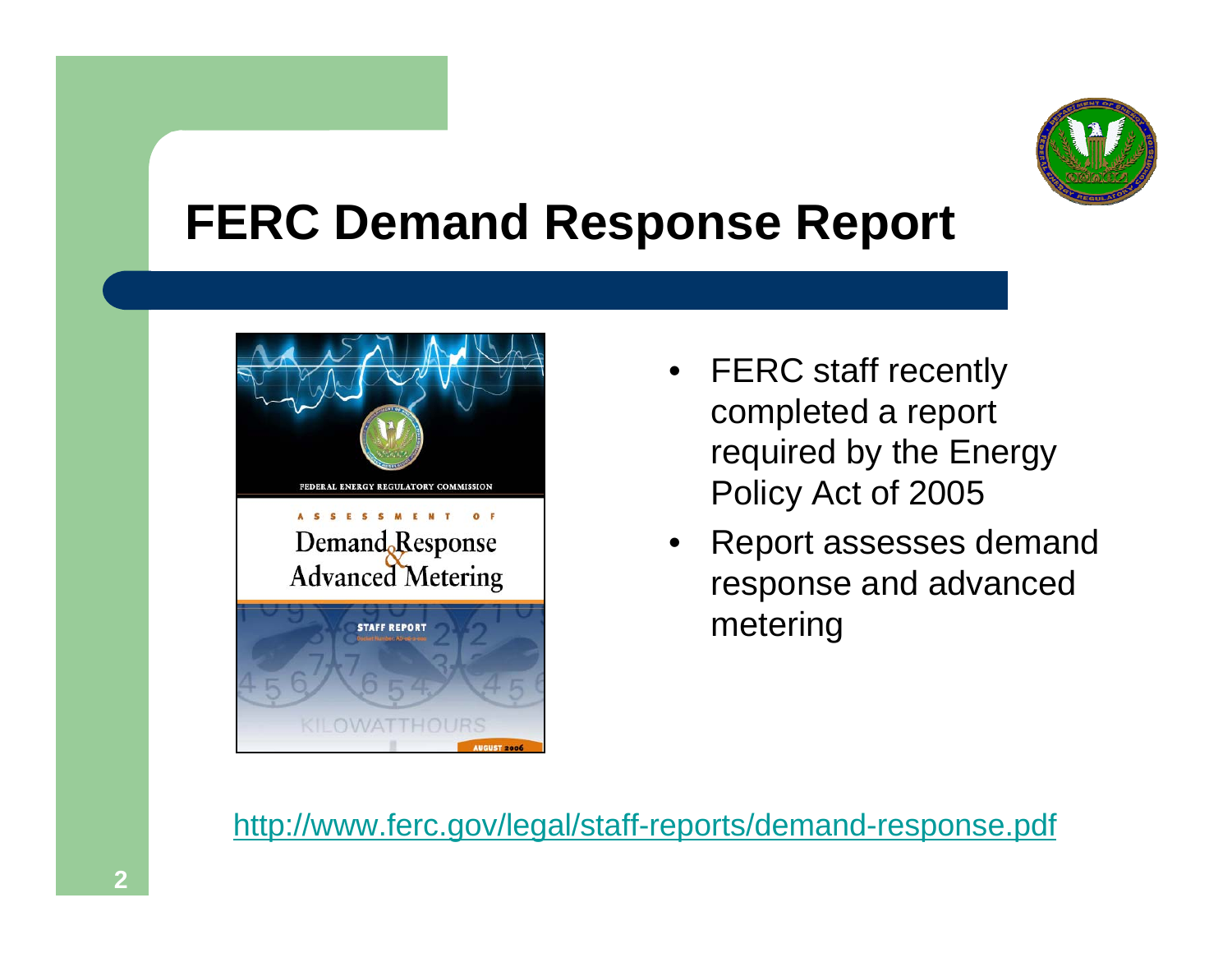# FERC Demand Response Report

- FERC staff recently completed a report required by the Energy Policy Act of 2005
- Report assesses demand response and advanced metering

http://www.ferc.gov/legal/staff-reports/demand-response.pdf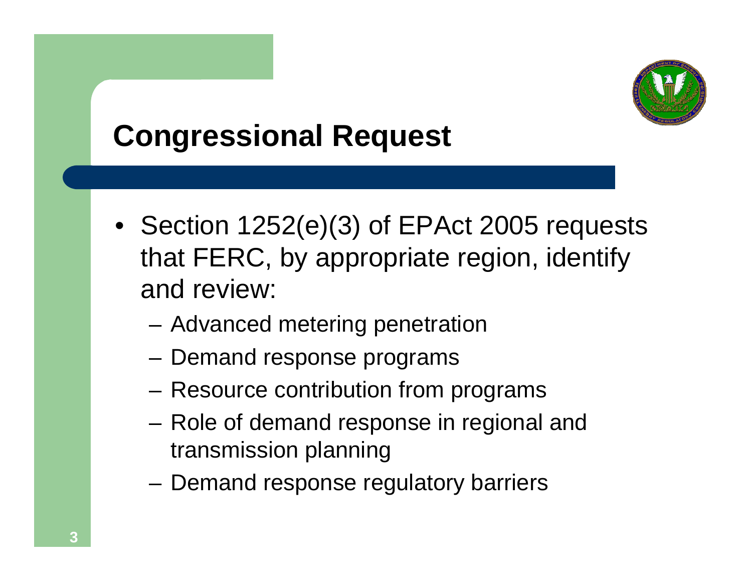## Congressional Request

- Section 1252(e)(3) of EPAct 2005 requests that FERC, by appropriate region, identify and review:
  - Advanced metering penetration
  - Demand response programs
  - Resource contribution from programs
  - Role of demand response in regional and transmission planning
  - Demand response regulatory barriers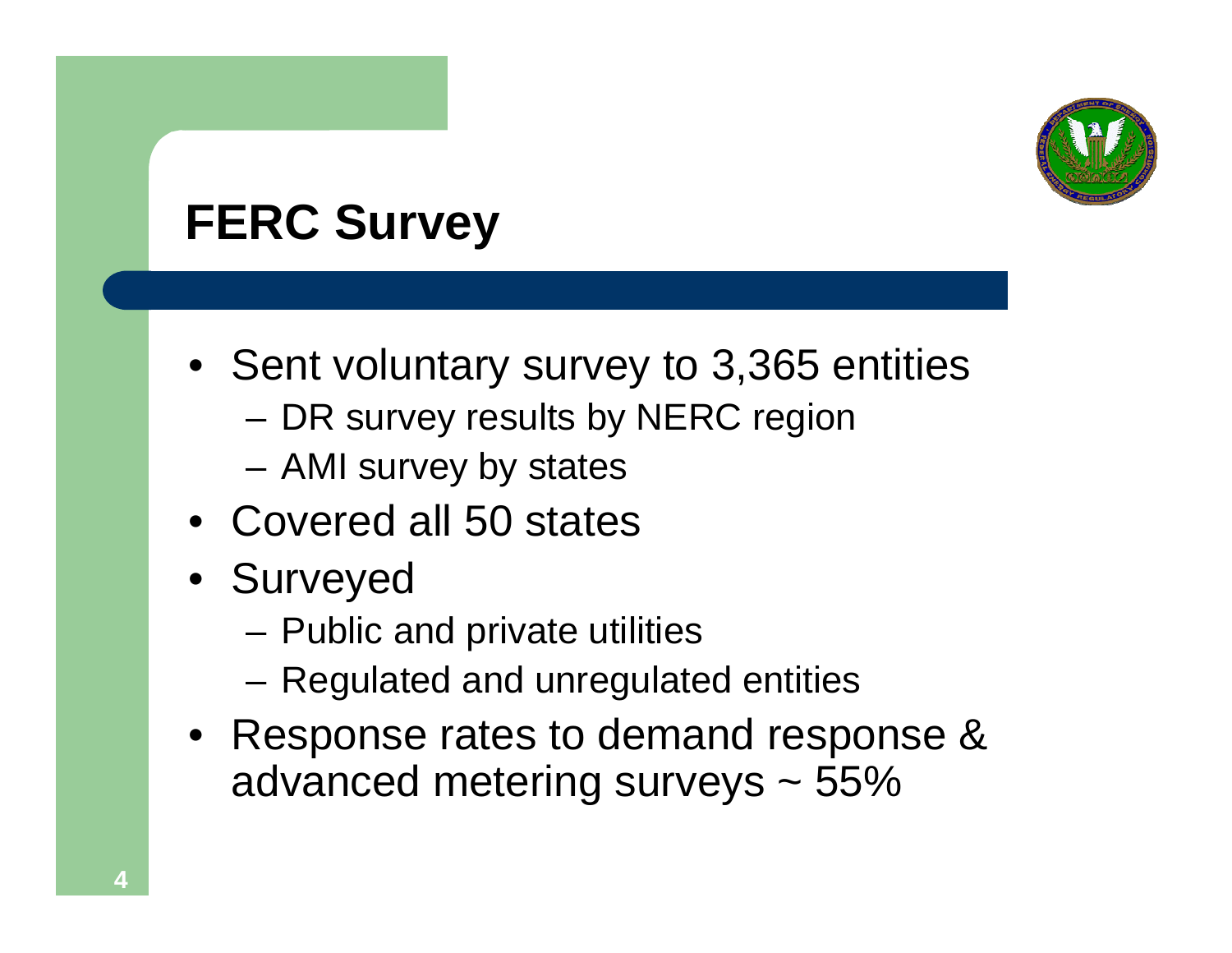# FERC Survey

- Sent voluntary survey to 3,365 entities
  - DR survey results by NERC region
  - AMI survey by states
- Covered all 50 states
- Surveyed
  - Public and private utilities
  - Regulated and unregulated entities
- Response rates to demand response & advanced metering surveys ~ 55%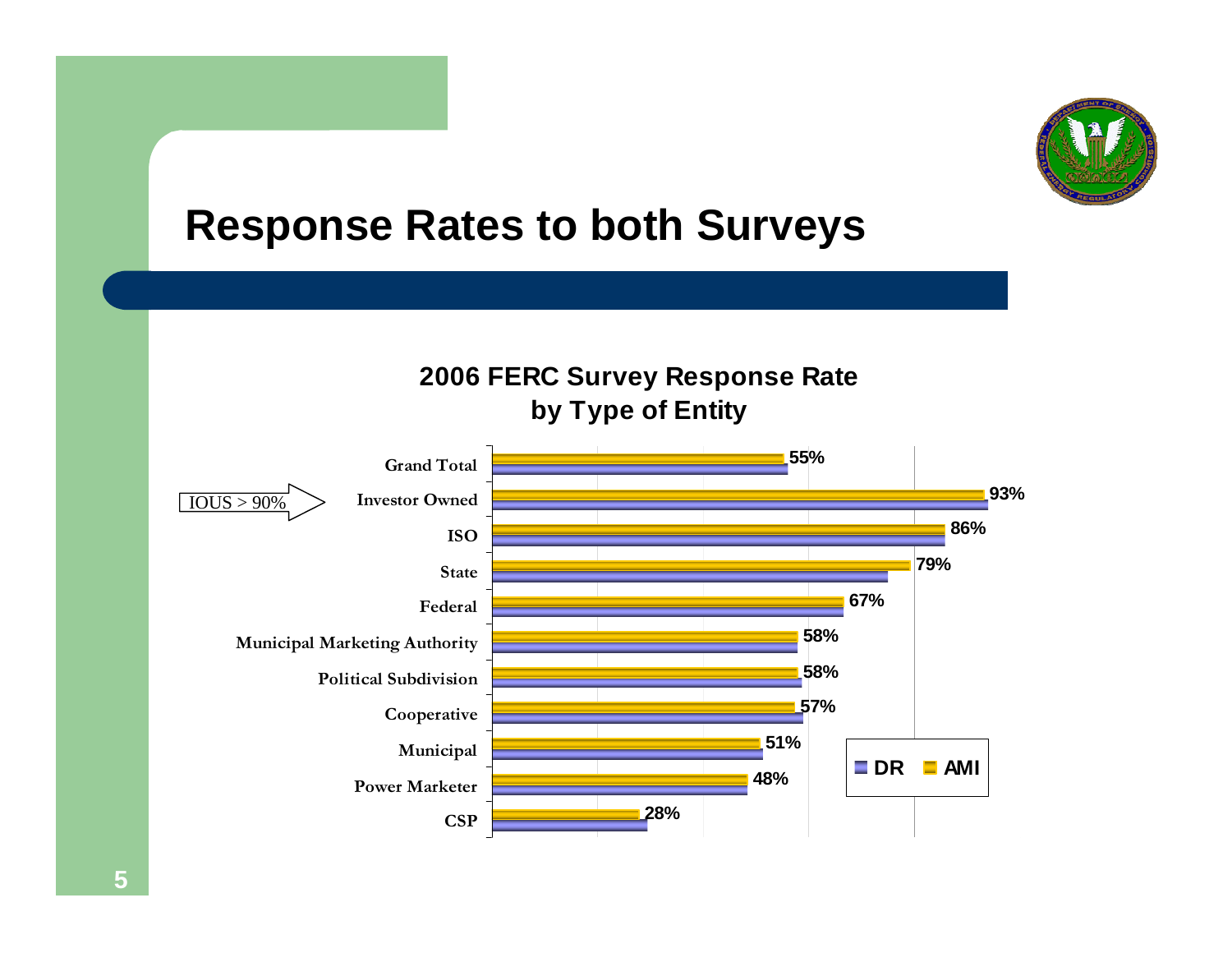# Response Rates to both Surveys

**2006 FERC Survey Response Rate by Type of Entity**

| Type of Entity | Response Rate |
|---|---|
| Grand Total | 55% |
| Investor Owned | 93% |
| ISO | 86% |
| State | 79% |
| Federal | 67% |
| Municipal Marketing Authority | 58% |
| Political Subdivision | 58% |
| Cooperative | 57% |
| Municipal | 51% |
| Power Marketer | 48% |
| CSP | 28% |

Legend: DR, AMI

IOUS > 90%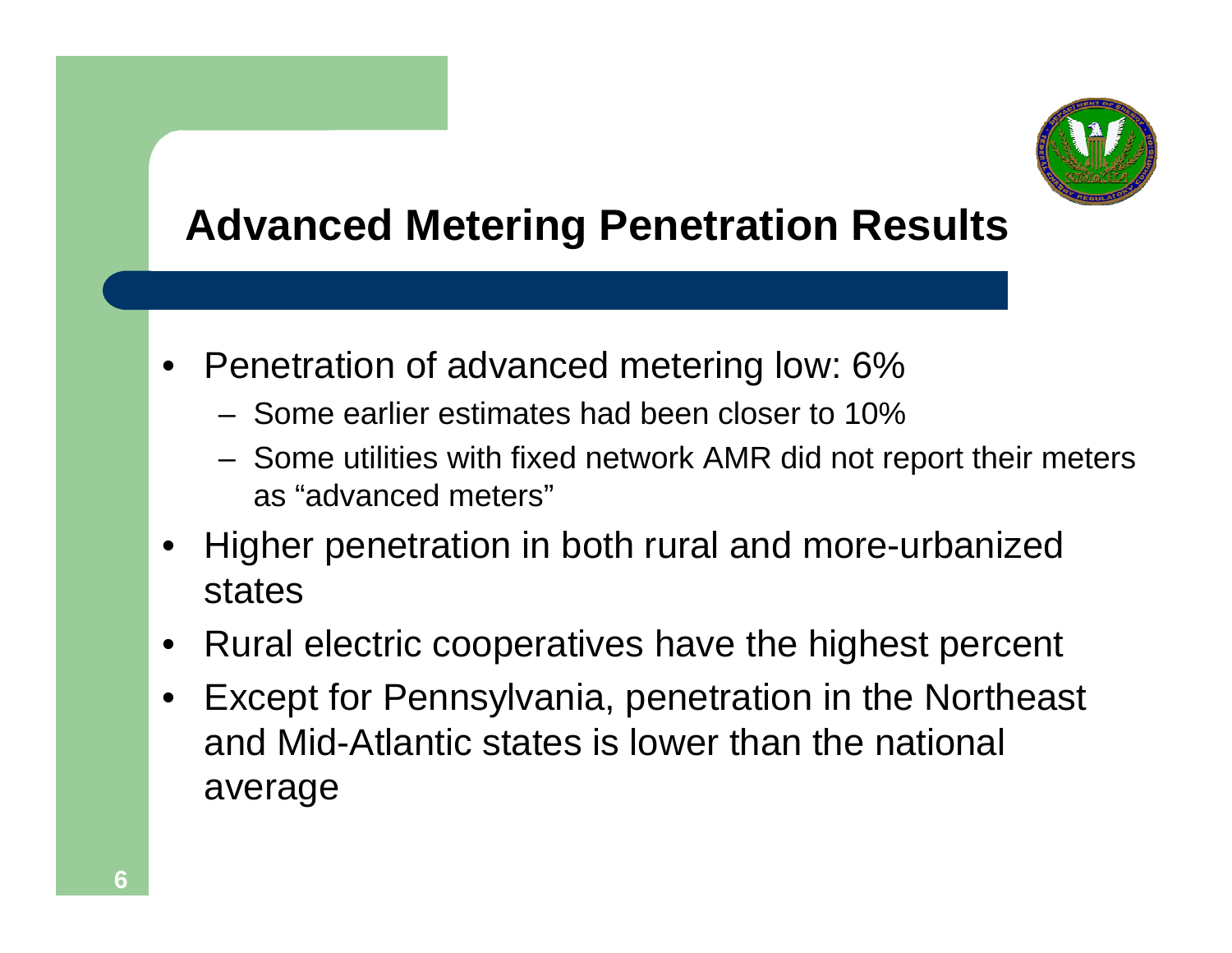# Advanced Metering Penetration Results

- Penetration of advanced metering low: 6%
  - Some earlier estimates had been closer to 10%
  - Some utilities with fixed network AMR did not report their meters as "advanced meters"
- Higher penetration in both rural and more-urbanized states
- Rural electric cooperatives have the highest percent
- Except for Pennsylvania, penetration in the Northeast and Mid-Atlantic states is lower than the national average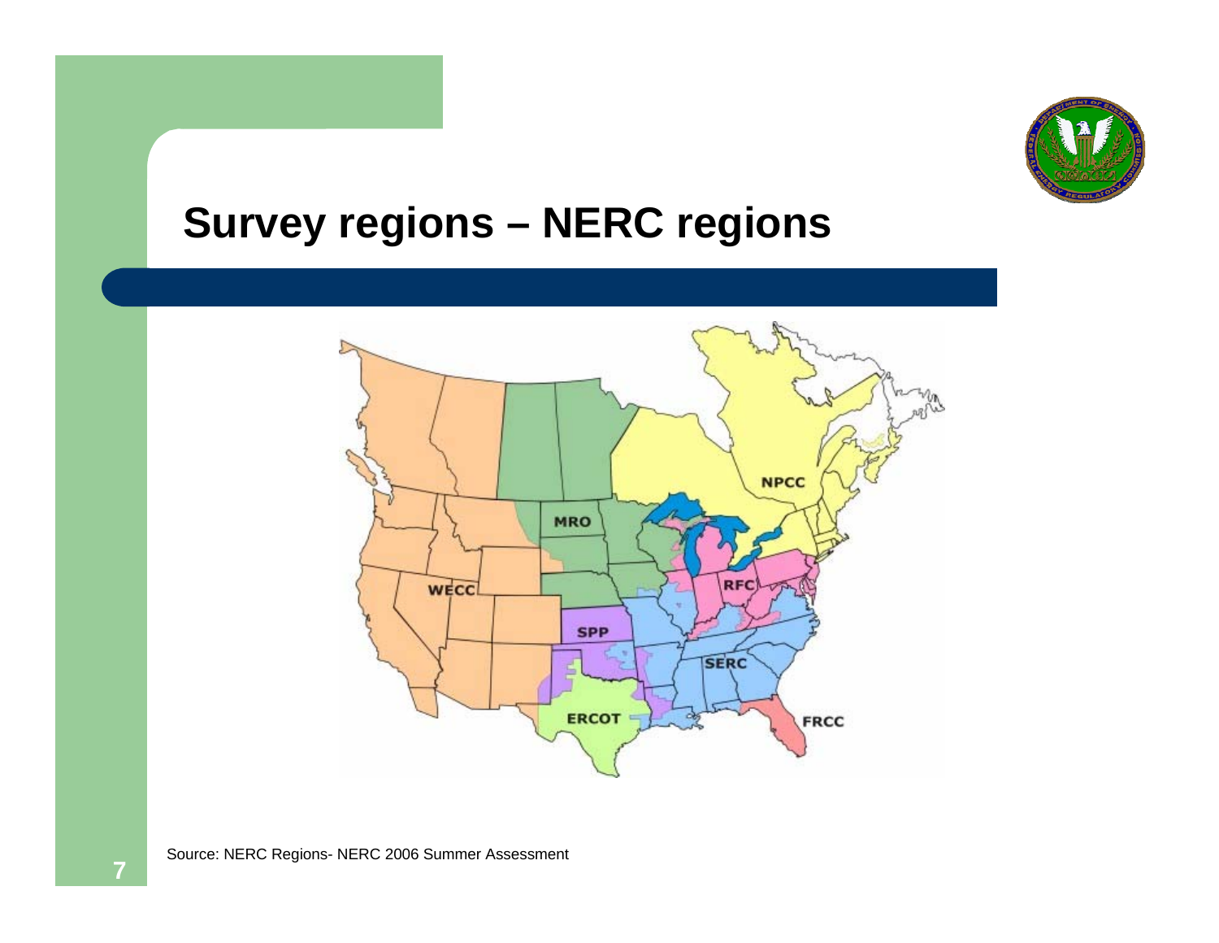# Survey regions – NERC regions

WECC

MRO

NPCC

RFC

SPP

SERC

ERCOT

FRCC

Source: NERC Regions- NERC 2006 Summer Assessment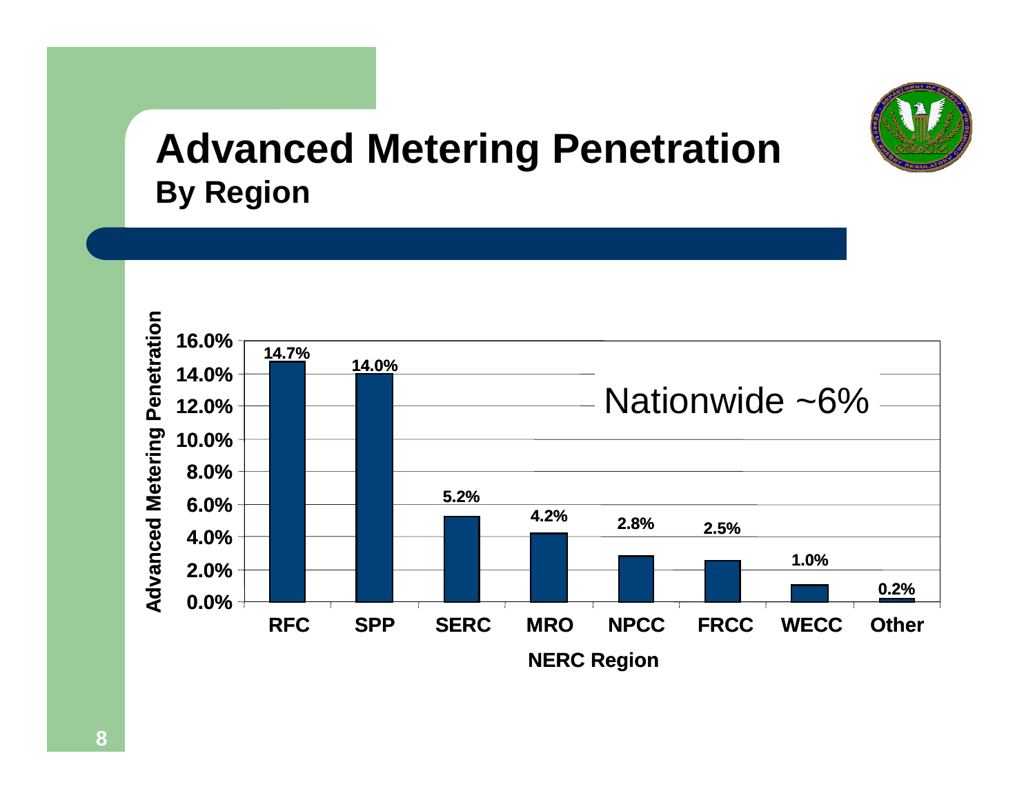# Advanced Metering Penetration

## By Region

| NERC Region | Advanced Metering Penetration |
|---|---|
| RFC | 14.7% |
| SPP | 14.0% |
| SERC | 5.2% |
| MRO | 4.2% |
| NPCC | 2.8% |
| FRCC | 2.5% |
| WECC | 1.0% |
| Other | 0.2% |

Nationwide ~6%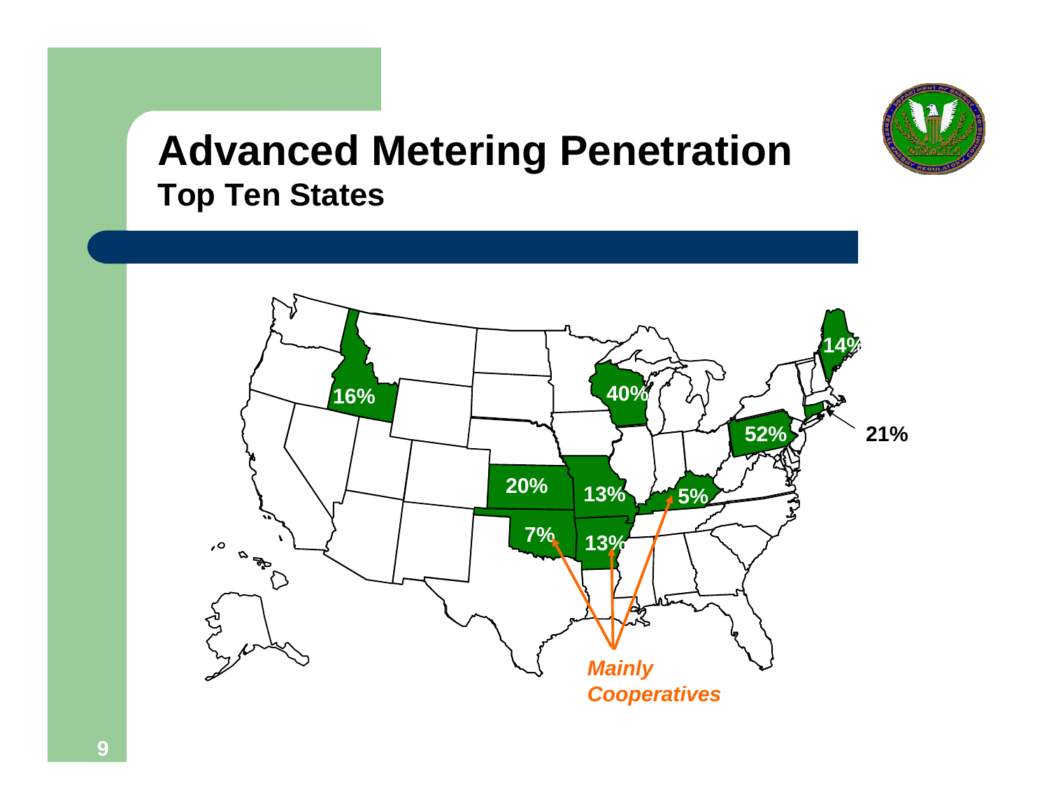# Advanced Metering Penetration

## Top Ten States

16%

40%

14%

52%

21%

20%

13%

5%

7%

13%

*Mainly Cooperatives*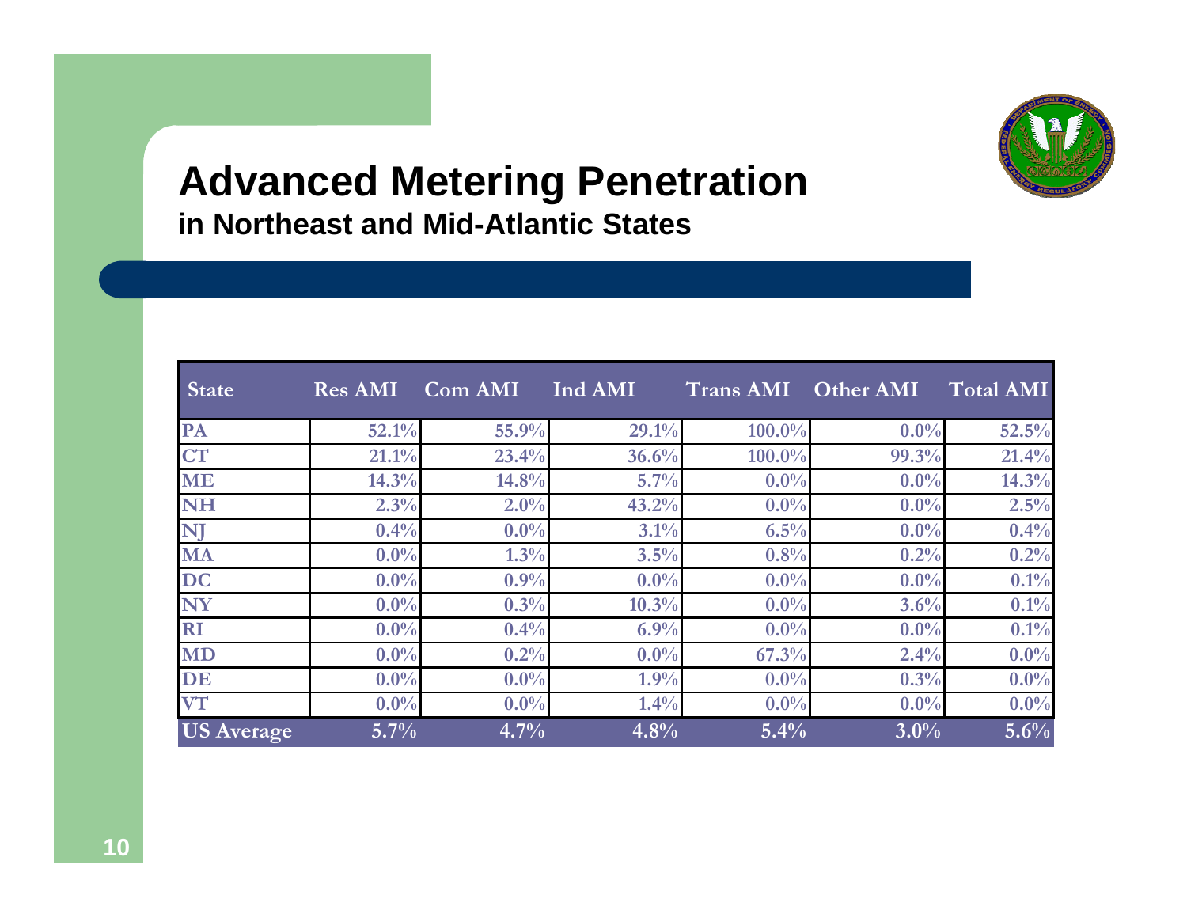# Advanced Metering Penetration

## in Northeast and Mid-Atlantic States

| State | Res AMI | Com AMI | Ind AMI | Trans AMI | Other AMI | Total AMI |
|---|---|---|---|---|---|---|
| PA | 52.1% | 55.9% | 29.1% | 100.0% | 0.0% | 52.5% |
| CT | 21.1% | 23.4% | 36.6% | 100.0% | 99.3% | 21.4% |
| ME | 14.3% | 14.8% | 5.7% | 0.0% | 0.0% | 14.3% |
| NH | 2.3% | 2.0% | 43.2% | 0.0% | 0.0% | 2.5% |
| NJ | 0.4% | 0.0% | 3.1% | 6.5% | 0.0% | 0.4% |
| MA | 0.0% | 1.3% | 3.5% | 0.8% | 0.2% | 0.2% |
| DC | 0.0% | 0.9% | 0.0% | 0.0% | 0.0% | 0.1% |
| NY | 0.0% | 0.3% | 10.3% | 0.0% | 3.6% | 0.1% |
| RI | 0.0% | 0.4% | 6.9% | 0.0% | 0.0% | 0.1% |
| MD | 0.0% | 0.2% | 0.0% | 67.3% | 2.4% | 0.0% |
| DE | 0.0% | 0.0% | 1.9% | 0.0% | 0.3% | 0.0% |
| VT | 0.0% | 0.0% | 1.4% | 0.0% | 0.0% | 0.0% |
| US Average | 5.7% | 4.7% | 4.8% | 5.4% | 3.0% | 5.6% |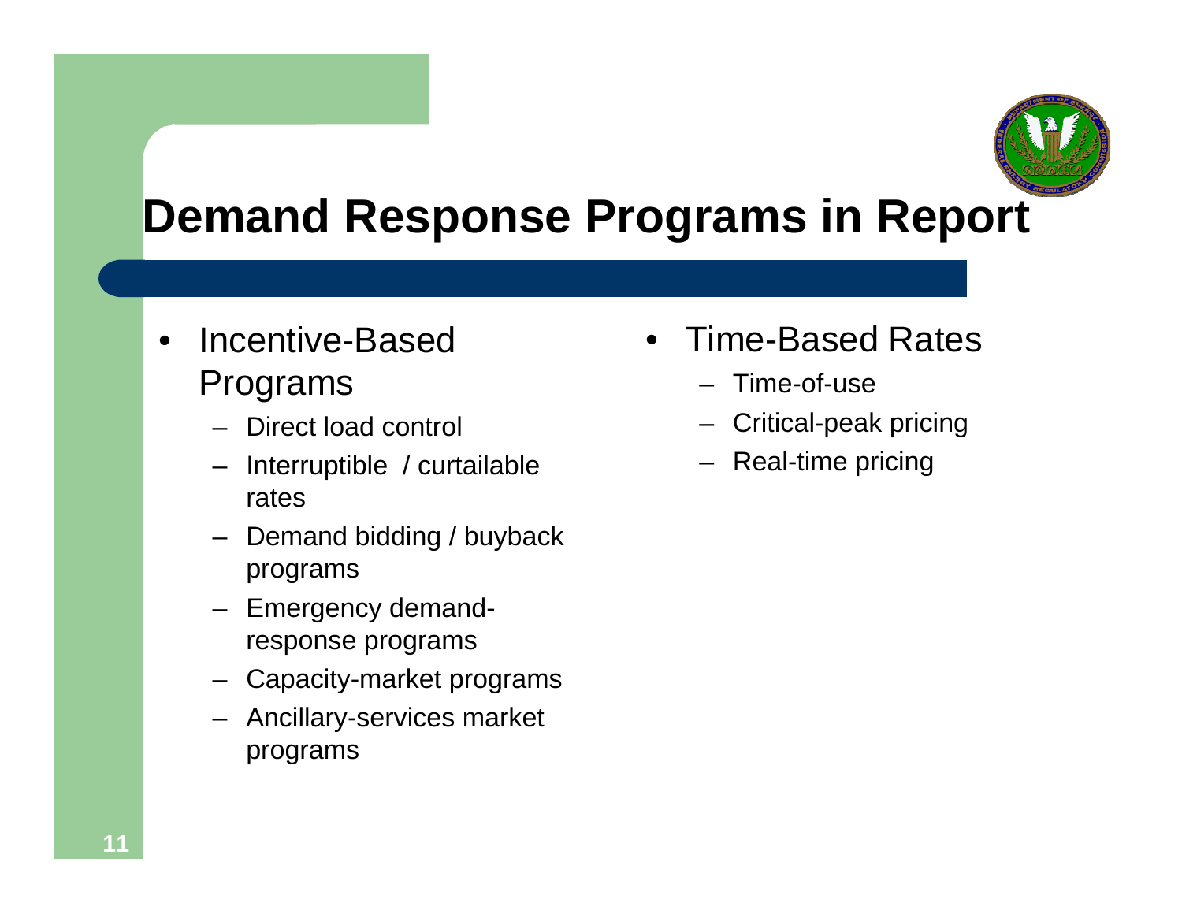# Demand Response Programs in Report

- Incentive-Based Programs
  - Direct load control
  - Interruptible / curtailable rates
  - Demand bidding / buyback programs
  - Emergency demand-response programs
  - Capacity-market programs
  - Ancillary-services market programs

- Time-Based Rates
  - Time-of-use
  - Critical-peak pricing
  - Real-time pricing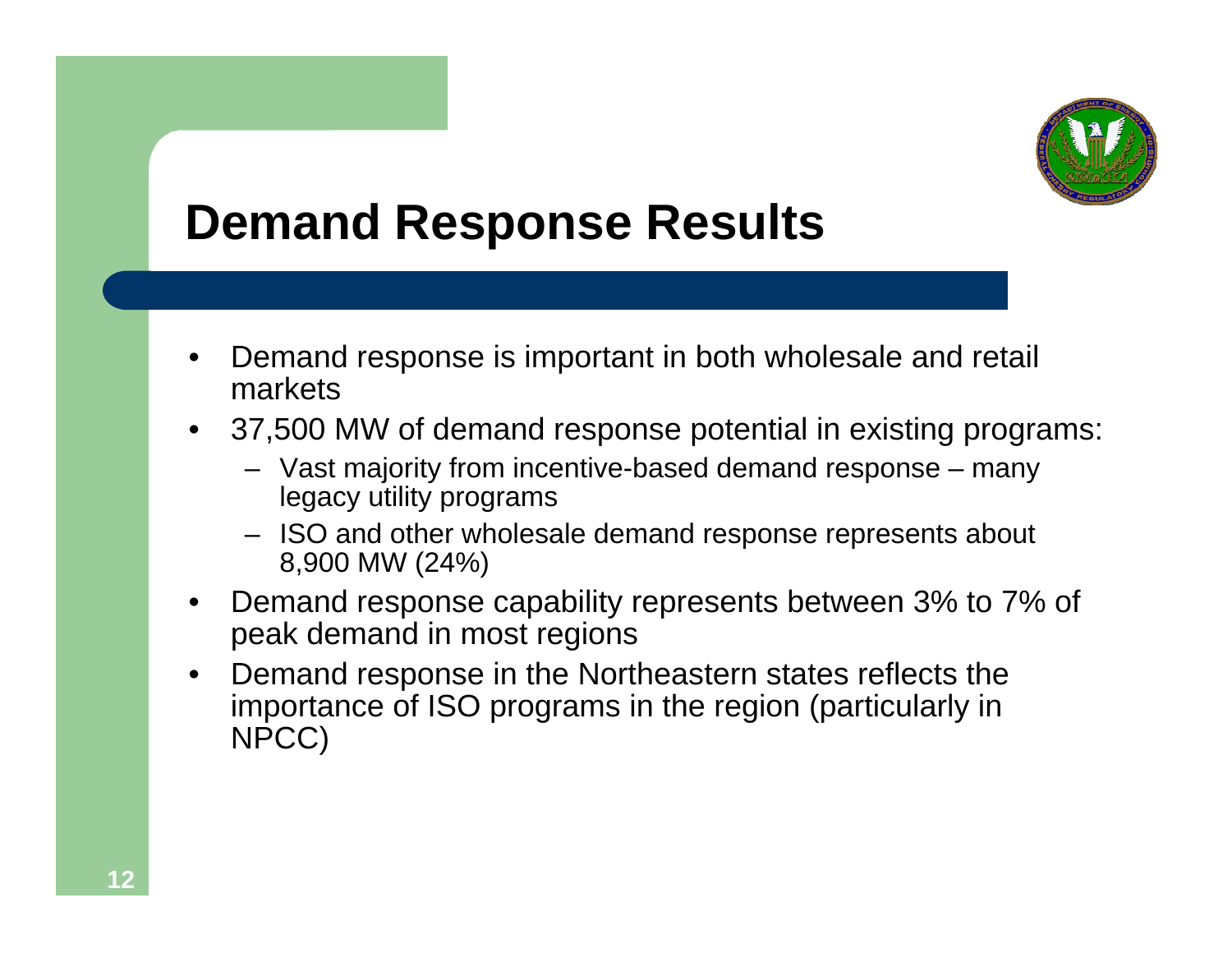# Demand Response Results

- Demand response is important in both wholesale and retail markets
- 37,500 MW of demand response potential in existing programs:
  - Vast majority from incentive-based demand response – many legacy utility programs
  - ISO and other wholesale demand response represents about 8,900 MW (24%)
- Demand response capability represents between 3% to 7% of peak demand in most regions
- Demand response in the Northeastern states reflects the importance of ISO programs in the region (particularly in NPCC)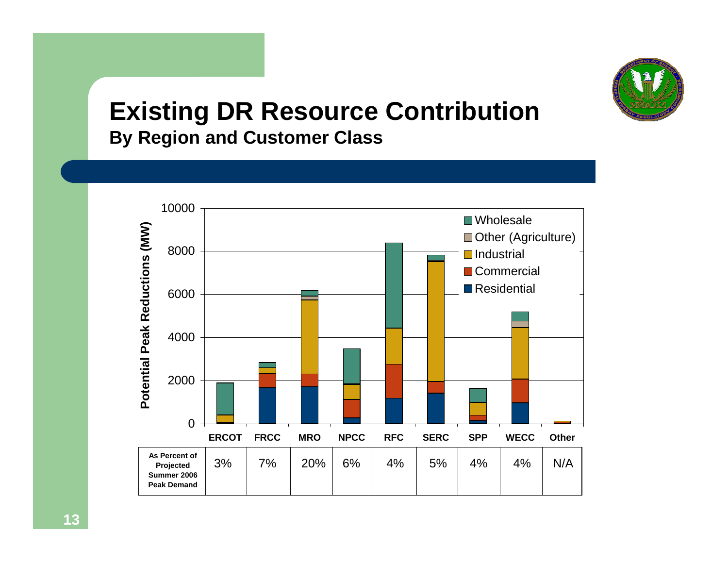# Existing DR Resource Contribution

## By Region and Customer Class

| | ERCOT | FRCC | MRO | NPCC | RFC | SERC | SPP | WECC | Other |
|---|---|---|---|---|---|---|---|---|---|
| As Percent of Projected Summer 2006 Peak Demand | 3% | 7% | 20% | 6% | 4% | 5% | 4% | 4% | N/A |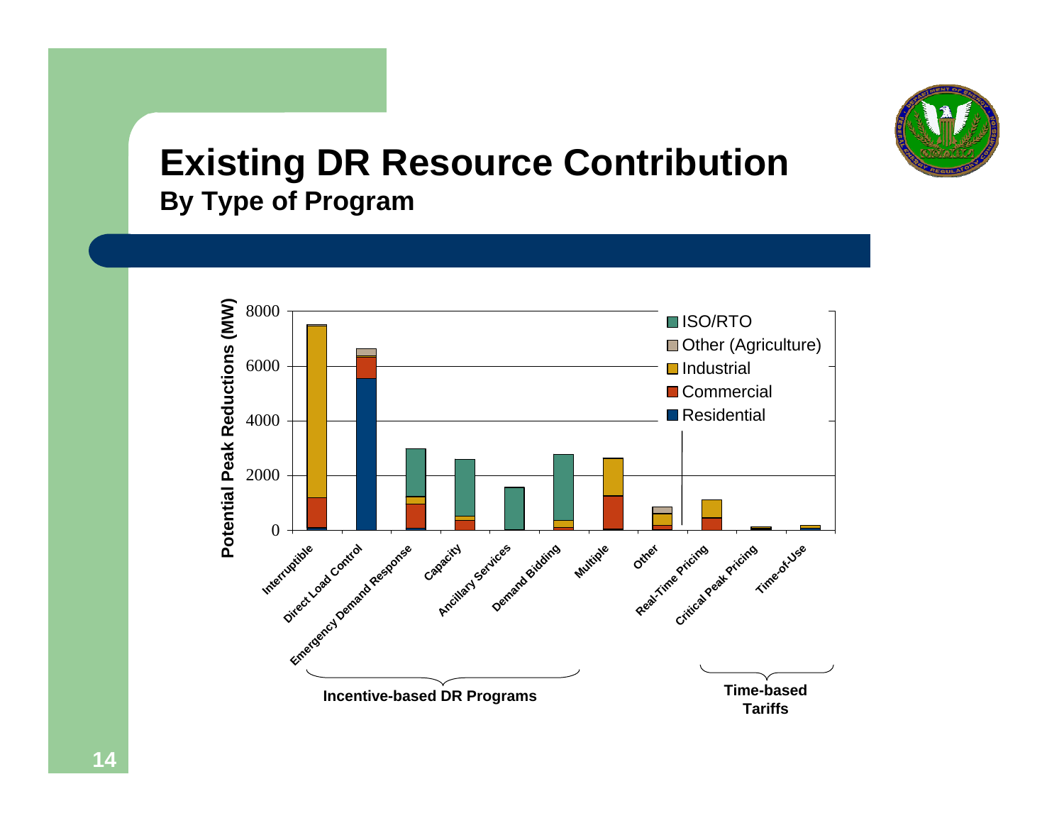# Existing DR Resource Contribution

## By Type of Program

Potential Peak Reductions (MW)

8000, 6000, 4000, 2000, 0

Legend: ISO/RTO, Other (Agriculture), Industrial, Commercial, Residential

Interruptible, Direct Load Control, Emergency Demand Response, Capacity, Ancillary Services, Demand Bidding, Multiple, Other, Real-Time Pricing, Critical Peak Pricing, Time-of-Use

**Incentive-based DR Programs**

**Time-based Tariffs**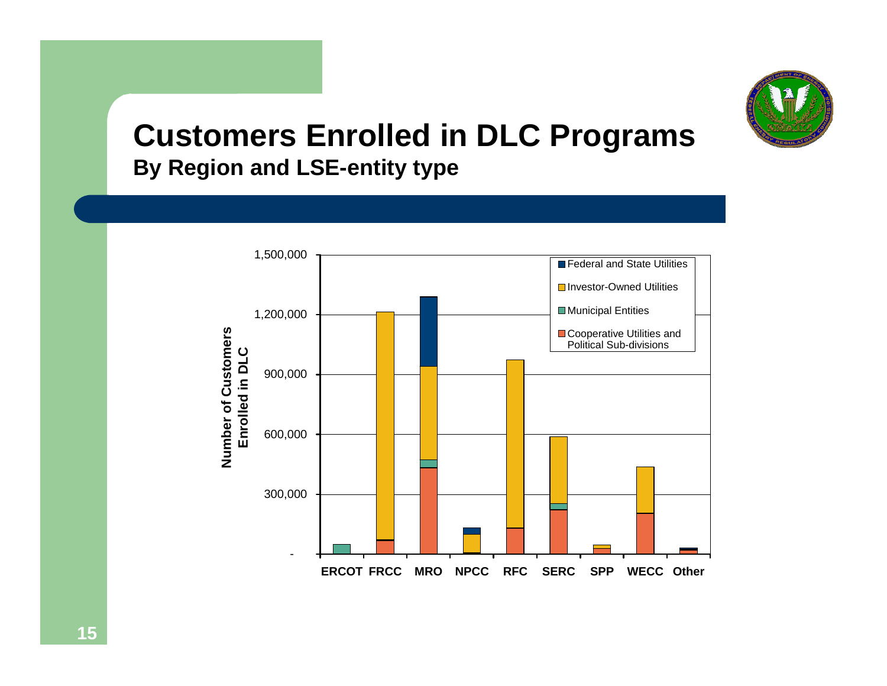# Customers Enrolled in DLC Programs

## By Region and LSE-entity type

Number of Customers Enrolled in DLC

1,500,000
1,200,000
900,000
600,000
300,000
-

ERCOT FRCC MRO NPCC RFC SERC SPP WECC Other

- Federal and State Utilities
- Investor-Owned Utilities
- Municipal Entities
- Cooperative Utilities and Political Sub-divisions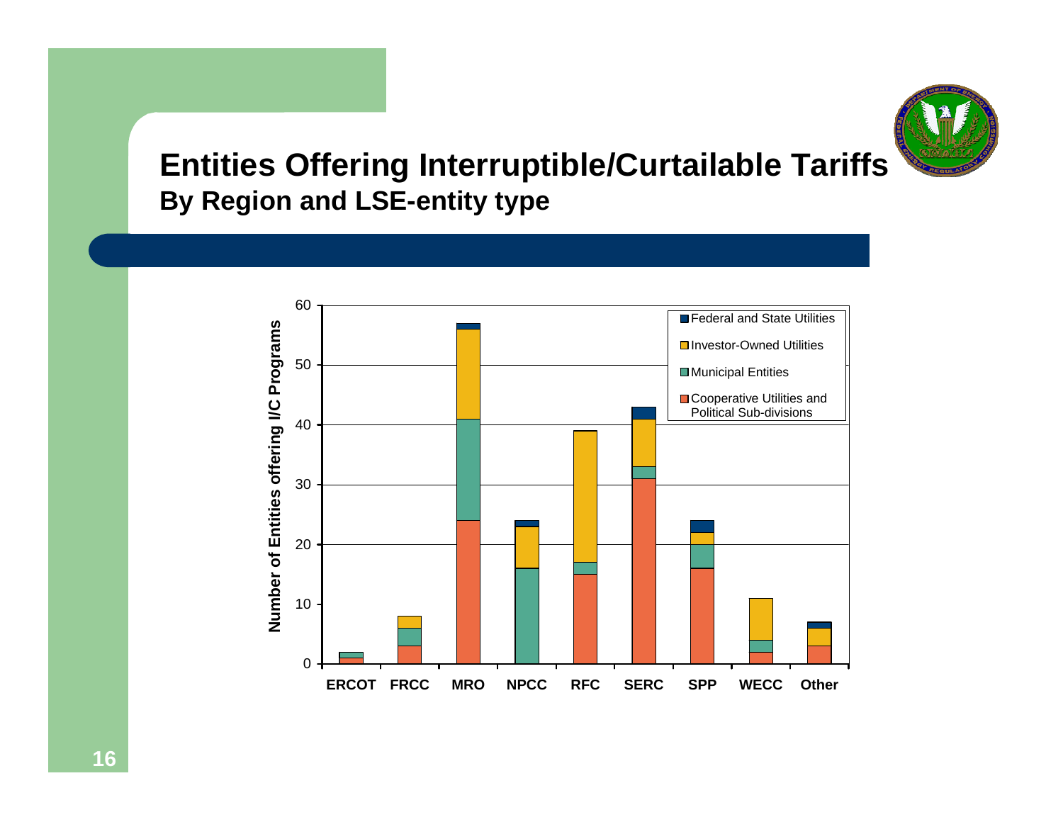# Entities Offering Interruptible/Curtailable Tariffs

## By Region and LSE-entity type

| Region | Cooperative Utilities and Political Sub-divisions | Municipal Entities | Investor-Owned Utilities | Federal and State Utilities |
|---|---|---|---|---|
| ERCOT | 1 | 1 | 0 | 0 |
| FRCC | 3 | 3 | 2 | 0 |
| MRO | 24 | 17 | 15 | 1 |
| NPCC | 0 | 16 | 7 | 1 |
| RFC | 15 | 2 | 22 | 0 |
| SERC | 31 | 2 | 8 | 2 |
| SPP | 16 | 4 | 2 | 2 |
| WECC | 2 | 2 | 7 | 0 |
| Other | 3 | 0 | 3 | 1 |

Y-axis: Number of Entities offering I/C Programs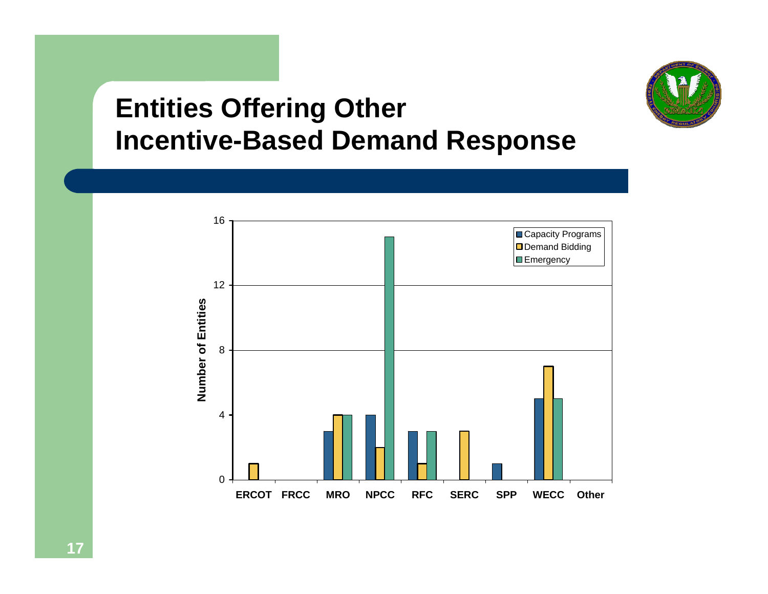# Entities Offering Other Incentive-Based Demand Response

| Region | Capacity Programs | Demand Bidding | Emergency |
|---|---|---|---|
| ERCOT | 0 | 1 | 0 |
| FRCC | 0 | 0 | 0 |
| MRO | 3 | 4 | 4 |
| NPCC | 4 | 2 | 15 |
| RFC | 3 | 1 | 3 |
| SERC | 0 | 3 | 0 |
| SPP | 1 | 0 | 0 |
| WECC | 5 | 7 | 5 |
| Other | 0 | 0 | 0 |

Y-axis: Number of Entities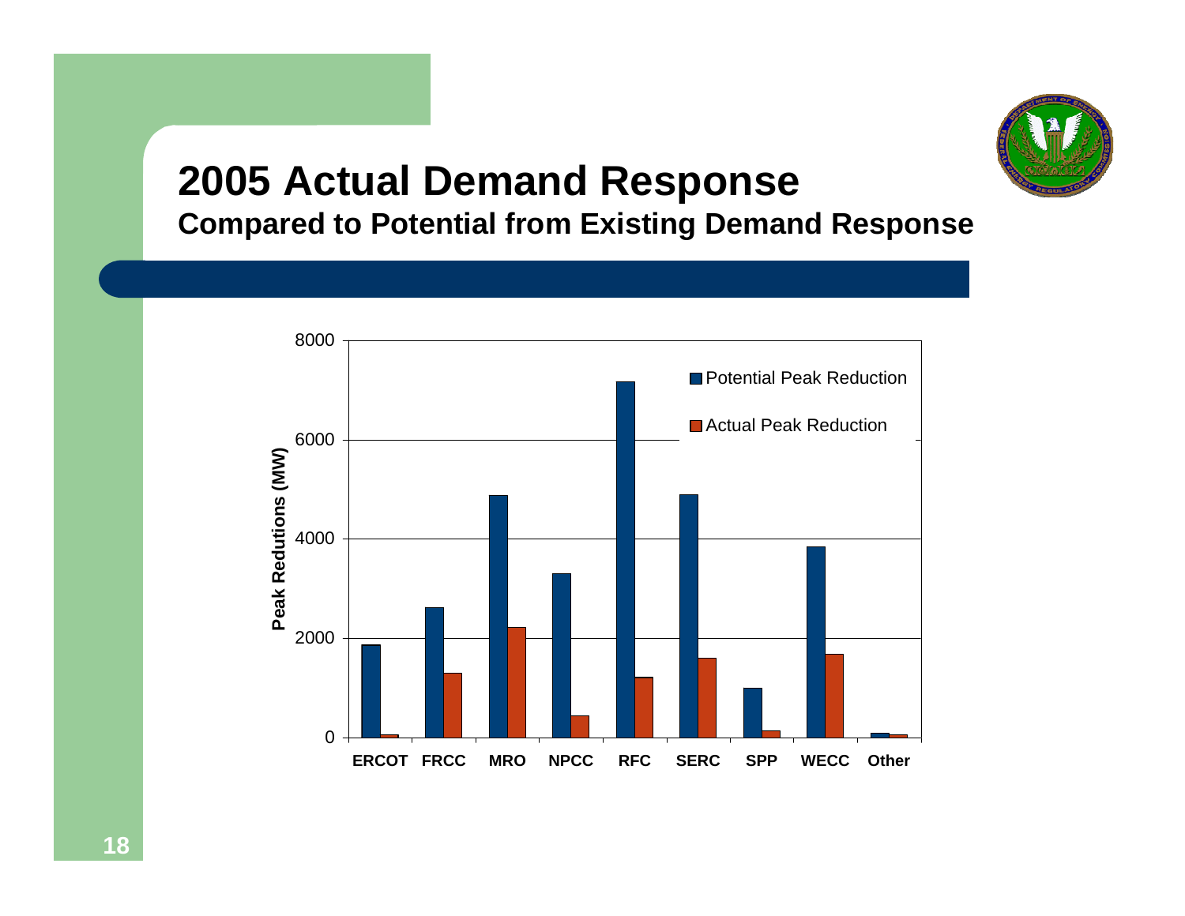# 2005 Actual Demand Response

## Compared to Potential from Existing Demand Response

| Region | Potential Peak Reduction | Actual Peak Reduction |
|---|---|---|
| ERCOT | ~1870 | ~60 |
| FRCC | ~2620 | ~1300 |
| MRO | ~4880 | ~2220 |
| NPCC | ~3300 | ~440 |
| RFC | ~7170 | ~1220 |
| SERC | ~4900 | ~1600 |
| SPP | ~1000 | ~140 |
| WECC | ~3850 | ~1680 |
| Other | ~100 | ~60 |

Peak Redutions (MW)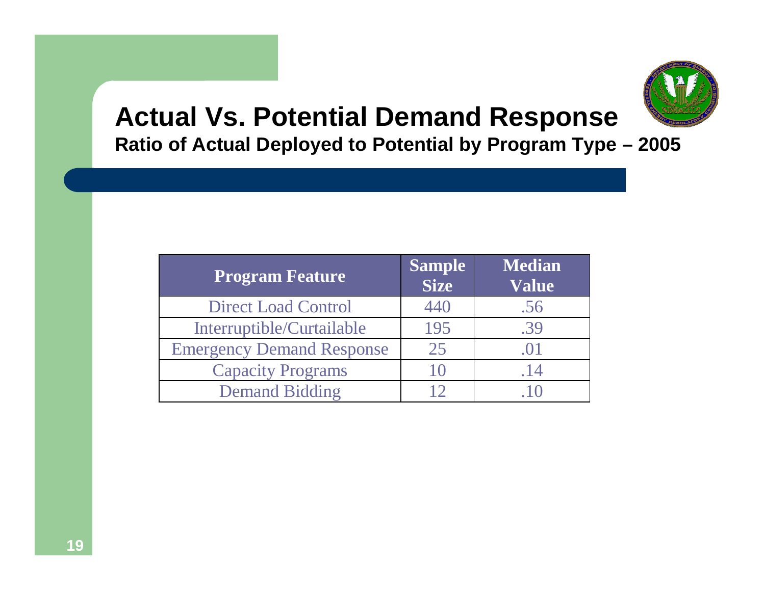# Actual Vs. Potential Demand Response

**Ratio of Actual Deployed to Potential by Program Type – 2005**

| Program Feature | Sample Size | Median Value |
|---|---|---|
| Direct Load Control | 440 | .56 |
| Interruptible/Curtailable | 195 | .39 |
| Emergency Demand Response | 25 | .01 |
| Capacity Programs | 10 | .14 |
| Demand Bidding | 12 | .10 |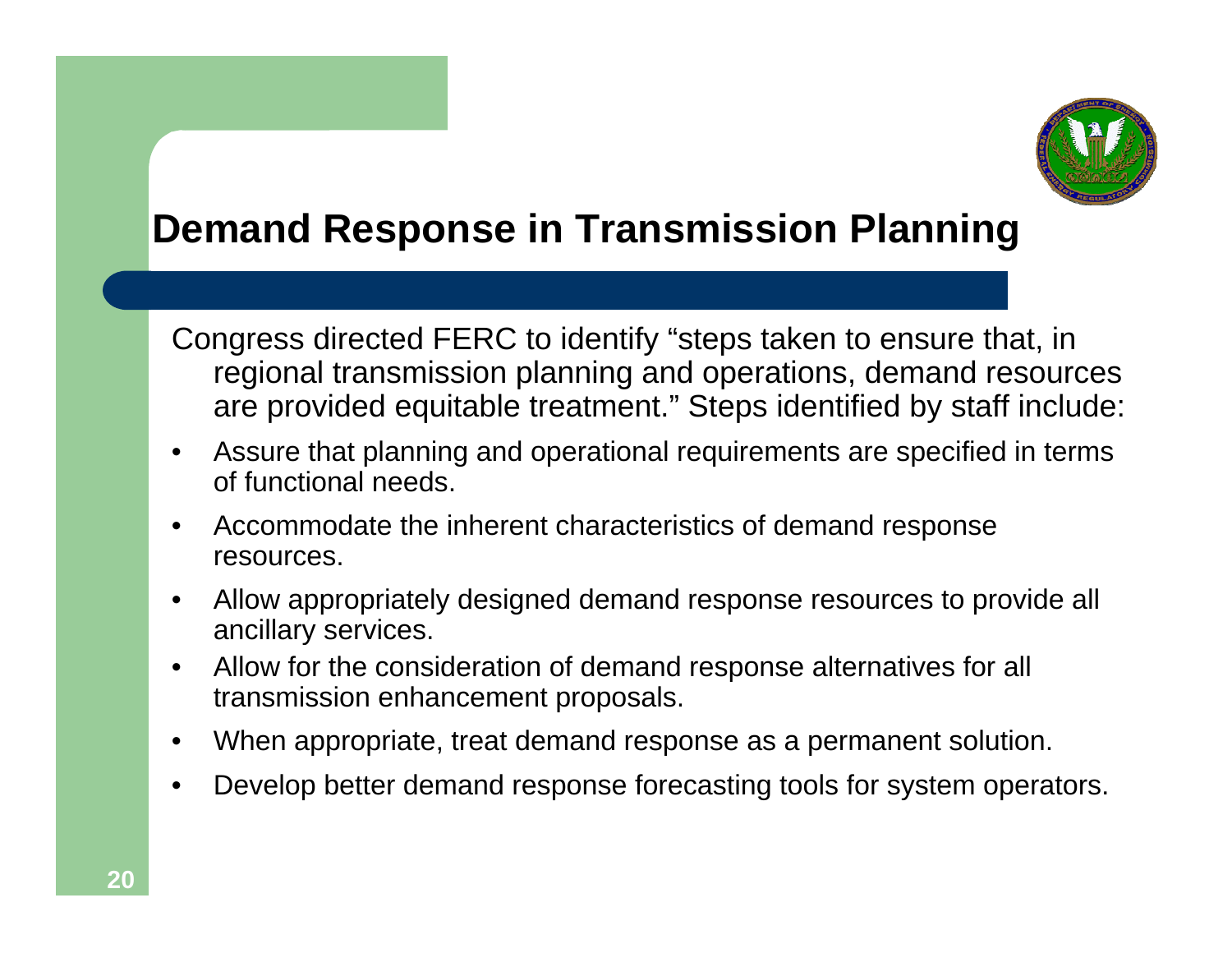# Demand Response in Transmission Planning

Congress directed FERC to identify "steps taken to ensure that, in regional transmission planning and operations, demand resources are provided equitable treatment." Steps identified by staff include:

- Assure that planning and operational requirements are specified in terms of functional needs.
- Accommodate the inherent characteristics of demand response resources.
- Allow appropriately designed demand response resources to provide all ancillary services.
- Allow for the consideration of demand response alternatives for all transmission enhancement proposals.
- When appropriate, treat demand response as a permanent solution.
- Develop better demand response forecasting tools for system operators.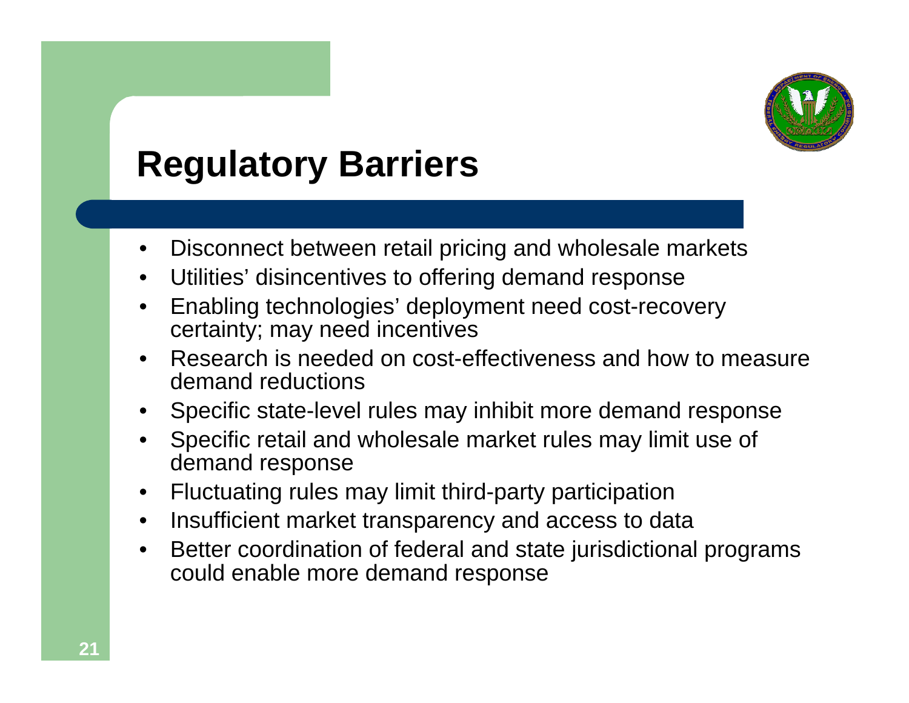# Regulatory Barriers

- Disconnect between retail pricing and wholesale markets
- Utilities' disincentives to offering demand response
- Enabling technologies' deployment need cost-recovery certainty; may need incentives
- Research is needed on cost-effectiveness and how to measure demand reductions
- Specific state-level rules may inhibit more demand response
- Specific retail and wholesale market rules may limit use of demand response
- Fluctuating rules may limit third-party participation
- Insufficient market transparency and access to data
- Better coordination of federal and state jurisdictional programs could enable more demand response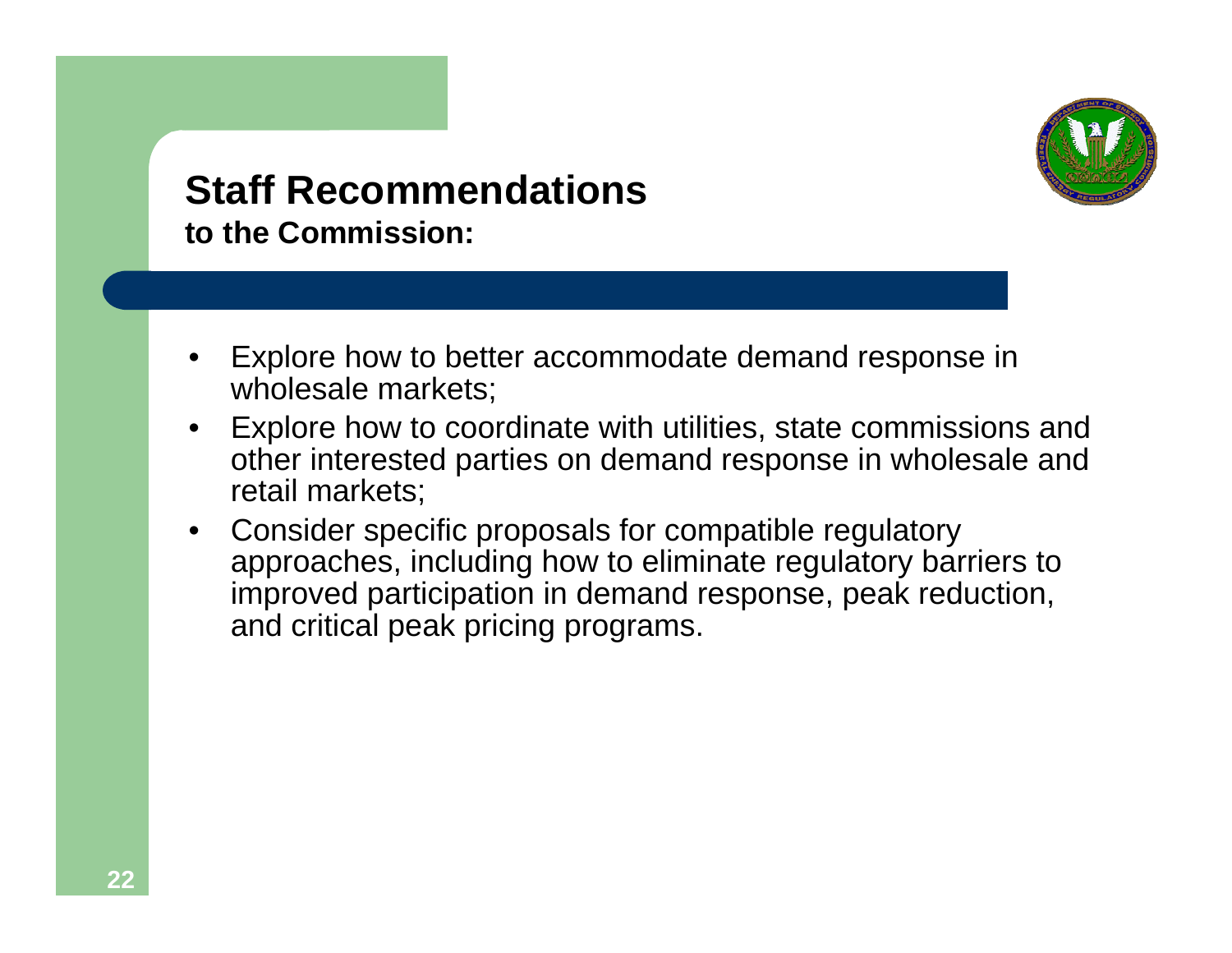# Staff Recommendations

**to the Commission:**

- Explore how to better accommodate demand response in wholesale markets;
- Explore how to coordinate with utilities, state commissions and other interested parties on demand response in wholesale and retail markets;
- Consider specific proposals for compatible regulatory approaches, including how to eliminate regulatory barriers to improved participation in demand response, peak reduction, and critical peak pricing programs.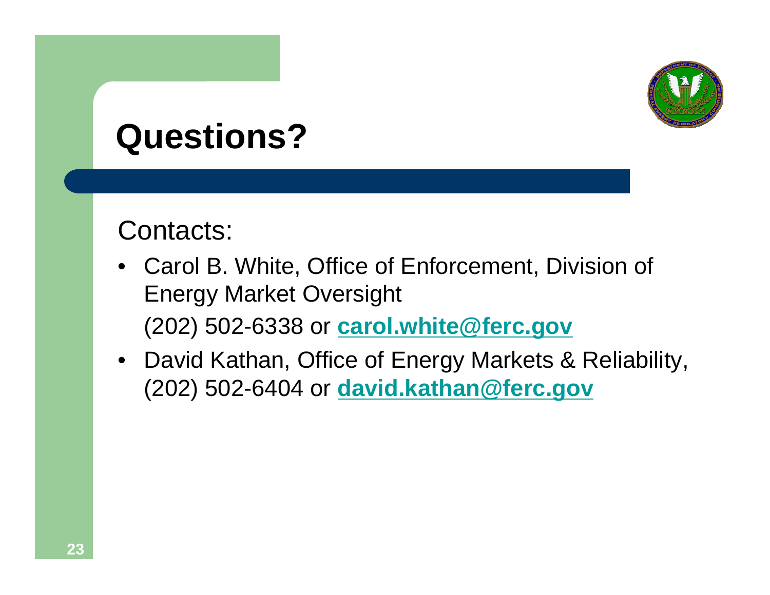# Questions?

Contacts:

- Carol B. White, Office of Enforcement, Division of Energy Market Oversight
  (202) 502-6338 or **carol.white@ferc.gov**
- David Kathan, Office of Energy Markets & Reliability, (202) 502-6404 or **david.kathan@ferc.gov**